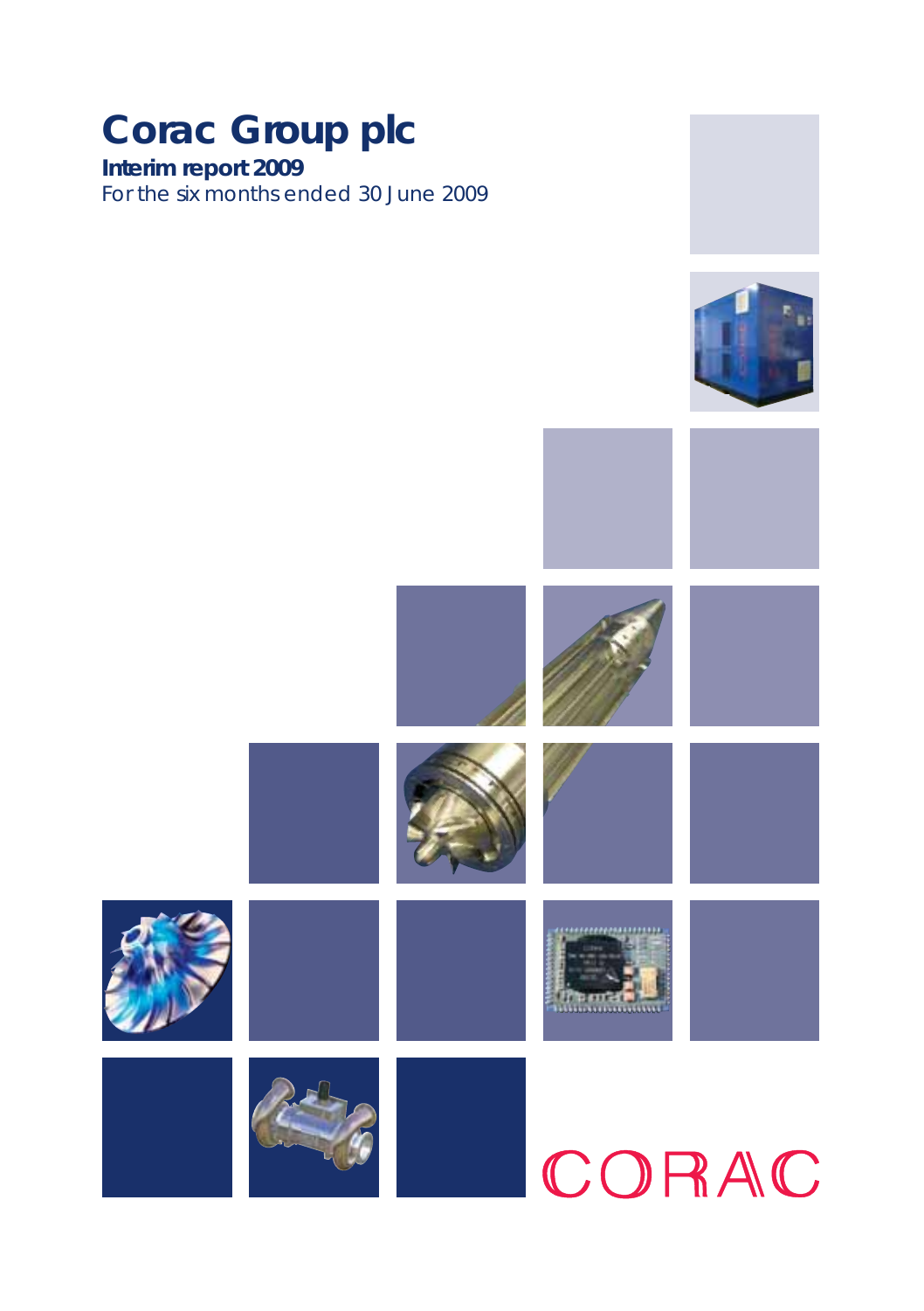# Corac Group plc

**Interim report 2009**

For the six months ended 30 June 2009

CORAC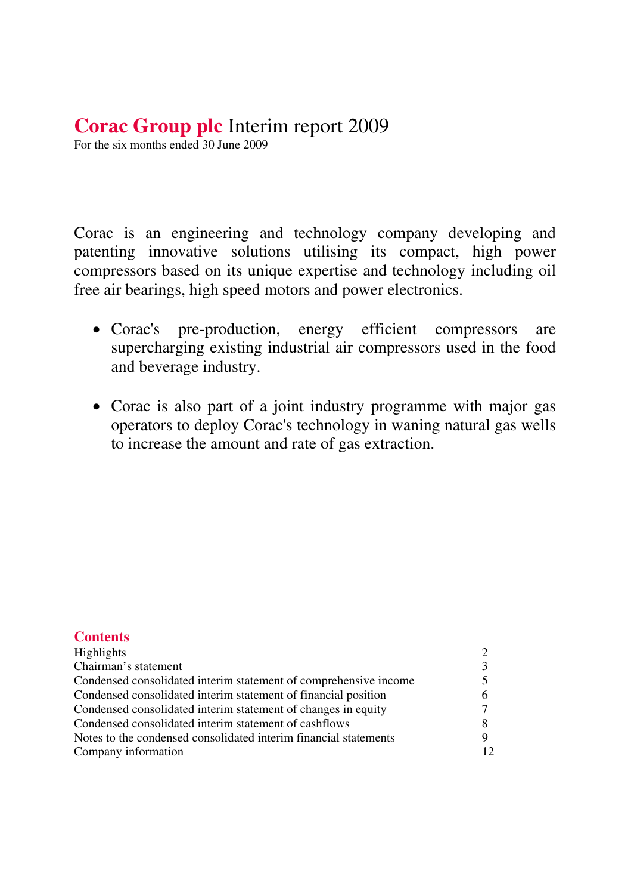# **Corac Group plc** Interim report 2009

For the six months ended 30 June 2009

Corac is an engineering and technology company developing and patenting innovative solutions utilising its compact, high power compressors based on its unique expertise and technology including oil free air bearings, high speed motors and power electronics.

- Corac's pre-production, energy efficient compressors are supercharging existing industrial air compressors used in the food and beverage industry.
- Corac is also part of a joint industry programme with major gas operators to deploy Corac's technology in waning natural gas wells to increase the amount and rate of gas extraction.

## Contents

| | |
|---|---|
| Highlights | 2 |
| Chairman's statement | 3 |
| Condensed consolidated interim statement of comprehensive income | 5 |
| Condensed consolidated interim statement of financial position | 6 |
| Condensed consolidated interim statement of changes in equity | 7 |
| Condensed consolidated interim statement of cashflows | 8 |
| Notes to the condensed consolidated interim financial statements | 9 |
| Company information | 12 |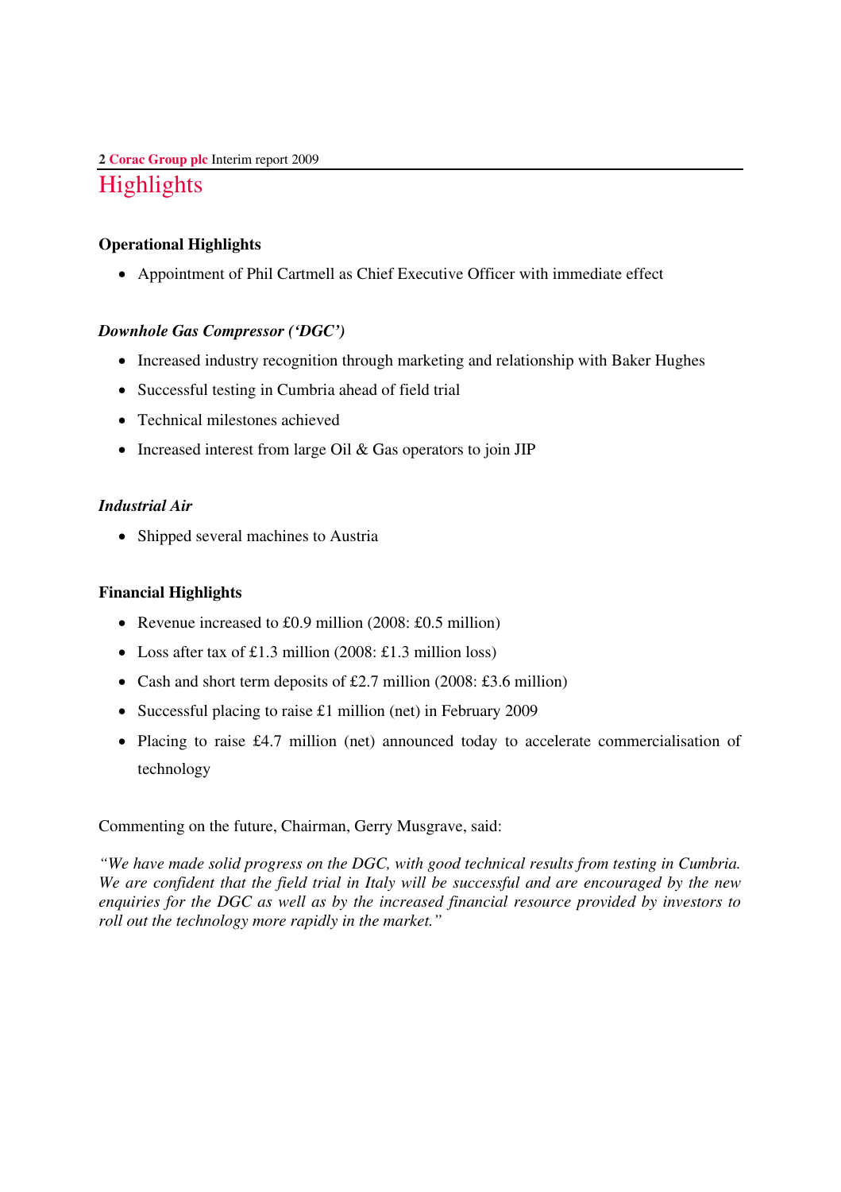# Highlights

**Operational Highlights**

- Appointment of Phil Cartmell as Chief Executive Officer with immediate effect

***Downhole Gas Compressor ('DGC')***

- Increased industry recognition through marketing and relationship with Baker Hughes
- Successful testing in Cumbria ahead of field trial
- Technical milestones achieved
- Increased interest from large Oil & Gas operators to join JIP

***Industrial Air***

- Shipped several machines to Austria

**Financial Highlights**

- Revenue increased to £0.9 million (2008: £0.5 million)
- Loss after tax of £1.3 million (2008: £1.3 million loss)
- Cash and short term deposits of £2.7 million (2008: £3.6 million)
- Successful placing to raise £1 million (net) in February 2009
- Placing to raise £4.7 million (net) announced today to accelerate commercialisation of technology

Commenting on the future, Chairman, Gerry Musgrave, said:

*"We have made solid progress on the DGC, with good technical results from testing in Cumbria. We are confident that the field trial in Italy will be successful and are encouraged by the new enquiries for the DGC as well as by the increased financial resource provided by investors to roll out the technology more rapidly in the market."*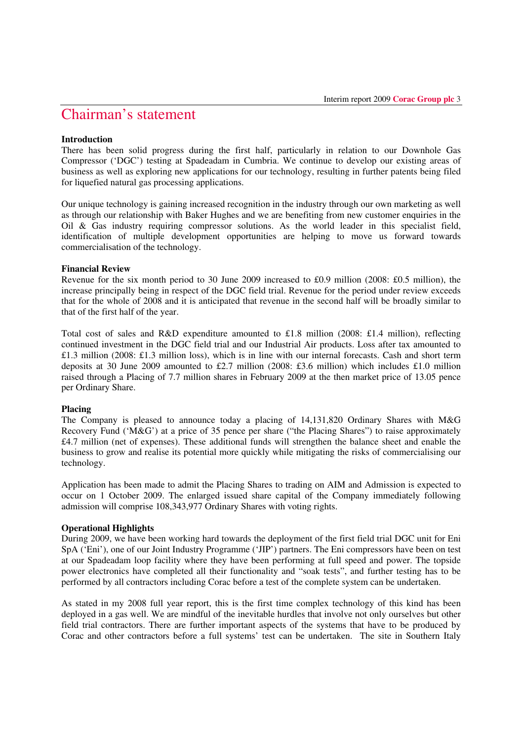# Chairman's statement

### Introduction

There has been solid progress during the first half, particularly in relation to our Downhole Gas Compressor ('DGC') testing at Spadeadam in Cumbria. We continue to develop our existing areas of business as well as exploring new applications for our technology, resulting in further patents being filed for liquefied natural gas processing applications.

Our unique technology is gaining increased recognition in the industry through our own marketing as well as through our relationship with Baker Hughes and we are benefiting from new customer enquiries in the Oil & Gas industry requiring compressor solutions. As the world leader in this specialist field, identification of multiple development opportunities are helping to move us forward towards commercialisation of the technology.

### Financial Review

Revenue for the six month period to 30 June 2009 increased to £0.9 million (2008: £0.5 million), the increase principally being in respect of the DGC field trial. Revenue for the period under review exceeds that for the whole of 2008 and it is anticipated that revenue in the second half will be broadly similar to that of the first half of the year.

Total cost of sales and R&D expenditure amounted to £1.8 million (2008: £1.4 million), reflecting continued investment in the DGC field trial and our Industrial Air products. Loss after tax amounted to £1.3 million (2008: £1.3 million loss), which is in line with our internal forecasts. Cash and short term deposits at 30 June 2009 amounted to £2.7 million (2008: £3.6 million) which includes £1.0 million raised through a Placing of 7.7 million shares in February 2009 at the then market price of 13.05 pence per Ordinary Share.

### Placing

The Company is pleased to announce today a placing of 14,131,820 Ordinary Shares with M&G Recovery Fund ('M&G') at a price of 35 pence per share ("the Placing Shares") to raise approximately £4.7 million (net of expenses). These additional funds will strengthen the balance sheet and enable the business to grow and realise its potential more quickly while mitigating the risks of commercialising our technology.

Application has been made to admit the Placing Shares to trading on AIM and Admission is expected to occur on 1 October 2009. The enlarged issued share capital of the Company immediately following admission will comprise 108,343,977 Ordinary Shares with voting rights.

### Operational Highlights

During 2009, we have been working hard towards the deployment of the first field trial DGC unit for Eni SpA ('Eni'), one of our Joint Industry Programme ('JIP') partners. The Eni compressors have been on test at our Spadeadam loop facility where they have been performing at full speed and power. The topside power electronics have completed all their functionality and "soak tests", and further testing has to be performed by all contractors including Corac before a test of the complete system can be undertaken.

As stated in my 2008 full year report, this is the first time complex technology of this kind has been deployed in a gas well. We are mindful of the inevitable hurdles that involve not only ourselves but other field trial contractors. There are further important aspects of the systems that have to be produced by Corac and other contractors before a full systems' test can be undertaken. The site in Southern Italy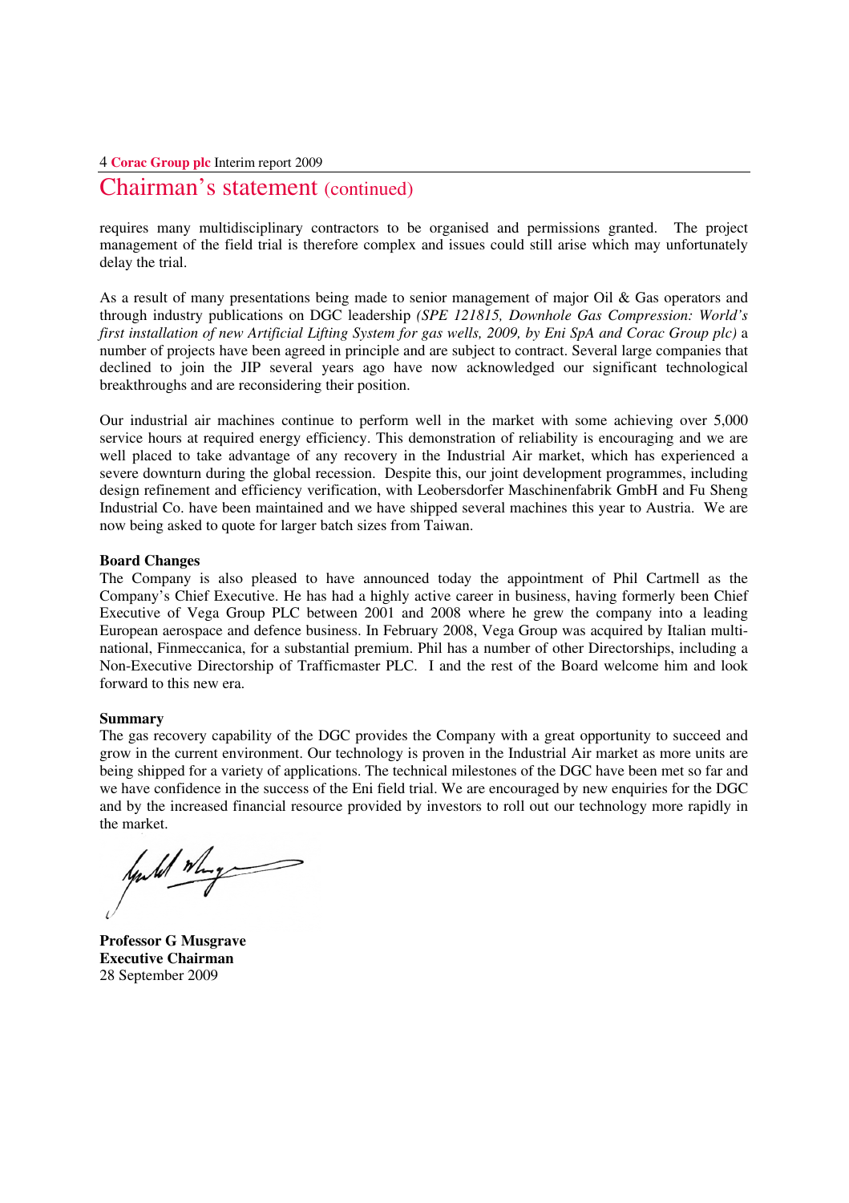# Chairman's statement (continued)

requires many multidisciplinary contractors to be organised and permissions granted. The project management of the field trial is therefore complex and issues could still arise which may unfortunately delay the trial.

As a result of many presentations being made to senior management of major Oil & Gas operators and through industry publications on DGC leadership *(SPE 121815, Downhole Gas Compression: World's first installation of new Artificial Lifting System for gas wells, 2009, by Eni SpA and Corac Group plc)* a number of projects have been agreed in principle and are subject to contract. Several large companies that declined to join the JIP several years ago have now acknowledged our significant technological breakthroughs and are reconsidering their position.

Our industrial air machines continue to perform well in the market with some achieving over 5,000 service hours at required energy efficiency. This demonstration of reliability is encouraging and we are well placed to take advantage of any recovery in the Industrial Air market, which has experienced a severe downturn during the global recession. Despite this, our joint development programmes, including design refinement and efficiency verification, with Leobersdorfer Maschinenfabrik GmbH and Fu Sheng Industrial Co. have been maintained and we have shipped several machines this year to Austria. We are now being asked to quote for larger batch sizes from Taiwan.

**Board Changes**

The Company is also pleased to have announced today the appointment of Phil Cartmell as the Company's Chief Executive. He has had a highly active career in business, having formerly been Chief Executive of Vega Group PLC between 2001 and 2008 where he grew the company into a leading European aerospace and defence business. In February 2008, Vega Group was acquired by Italian multi-national, Finmeccanica, for a substantial premium. Phil has a number of other Directorships, including a Non-Executive Directorship of Trafficmaster PLC. I and the rest of the Board welcome him and look forward to this new era.

**Summary**

The gas recovery capability of the DGC provides the Company with a great opportunity to succeed and grow in the current environment. Our technology is proven in the Industrial Air market as more units are being shipped for a variety of applications. The technical milestones of the DGC have been met so far and we have confidence in the success of the Eni field trial. We are encouraged by new enquiries for the DGC and by the increased financial resource provided by investors to roll out our technology more rapidly in the market.

**Professor G Musgrave**
**Executive Chairman**
28 September 2009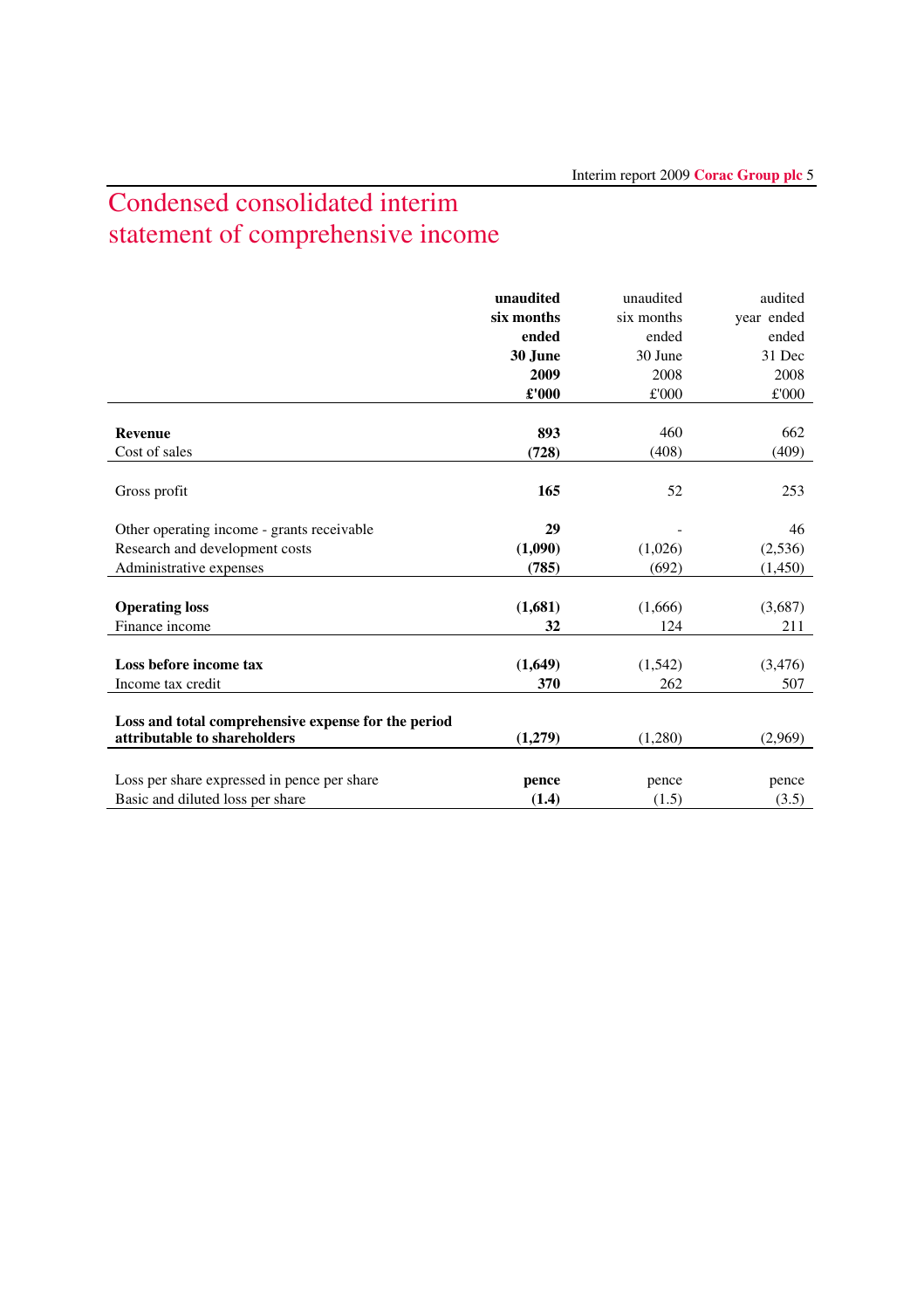# Condensed consolidated interim statement of comprehensive income

| | **unaudited six months ended 30 June 2009 £'000** | unaudited six months ended 30 June 2008 £'000 | audited year ended ended 31 Dec 2008 £'000 |
|---|---|---|---|
| **Revenue** | **893** | 460 | 662 |
| Cost of sales | **(728)** | (408) | (409) |
| Gross profit | **165** | 52 | 253 |
| Other operating income - grants receivable | **29** | - | 46 |
| Research and development costs | **(1,090)** | (1,026) | (2,536) |
| Administrative expenses | **(785)** | (692) | (1,450) |
| **Operating loss** | **(1,681)** | (1,666) | (3,687) |
| Finance income | **32** | 124 | 211 |
| **Loss before income tax** | **(1,649)** | (1,542) | (3,476) |
| Income tax credit | **370** | 262 | 507 |
| **Loss and total comprehensive expense for the period attributable to shareholders** | **(1,279)** | (1,280) | (2,969) |
| Loss per share expressed in pence per share | **pence** | pence | pence |
| Basic and diluted loss per share | **(1.4)** | (1.5) | (3.5) |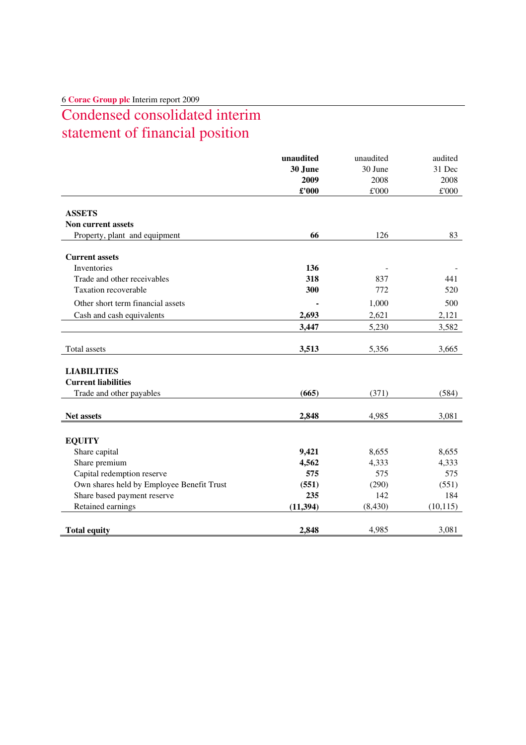# Condensed consolidated interim statement of financial position

| | **unaudited 30 June 2009 £'000** | unaudited 30 June 2008 £'000 | audited 31 Dec 2008 £'000 |
|---|---|---|---|
| **ASSETS** | | | |
| **Non current assets** | | | |
| Property, plant and equipment | **66** | 126 | 83 |
| **Current assets** | | | |
| Inventories | **136** | - | - |
| Trade and other receivables | **318** | 837 | 441 |
| Taxation recoverable | **300** | 772 | 520 |
| Other short term financial assets | **-** | 1,000 | 500 |
| Cash and cash equivalents | **2,693** | 2,621 | 2,121 |
| | **3,447** | 5,230 | 3,582 |
| Total assets | **3,513** | 5,356 | 3,665 |
| **LIABILITIES** | | | |
| **Current liabilities** | | | |
| Trade and other payables | **(665)** | (371) | (584) |
| **Net assets** | **2,848** | 4,985 | 3,081 |
| **EQUITY** | | | |
| Share capital | **9,421** | 8,655 | 8,655 |
| Share premium | **4,562** | 4,333 | 4,333 |
| Capital redemption reserve | **575** | 575 | 575 |
| Own shares held by Employee Benefit Trust | **(551)** | (290) | (551) |
| Share based payment reserve | **235** | 142 | 184 |
| Retained earnings | **(11,394)** | (8,430) | (10,115) |
| **Total equity** | **2,848** | 4,985 | 3,081 |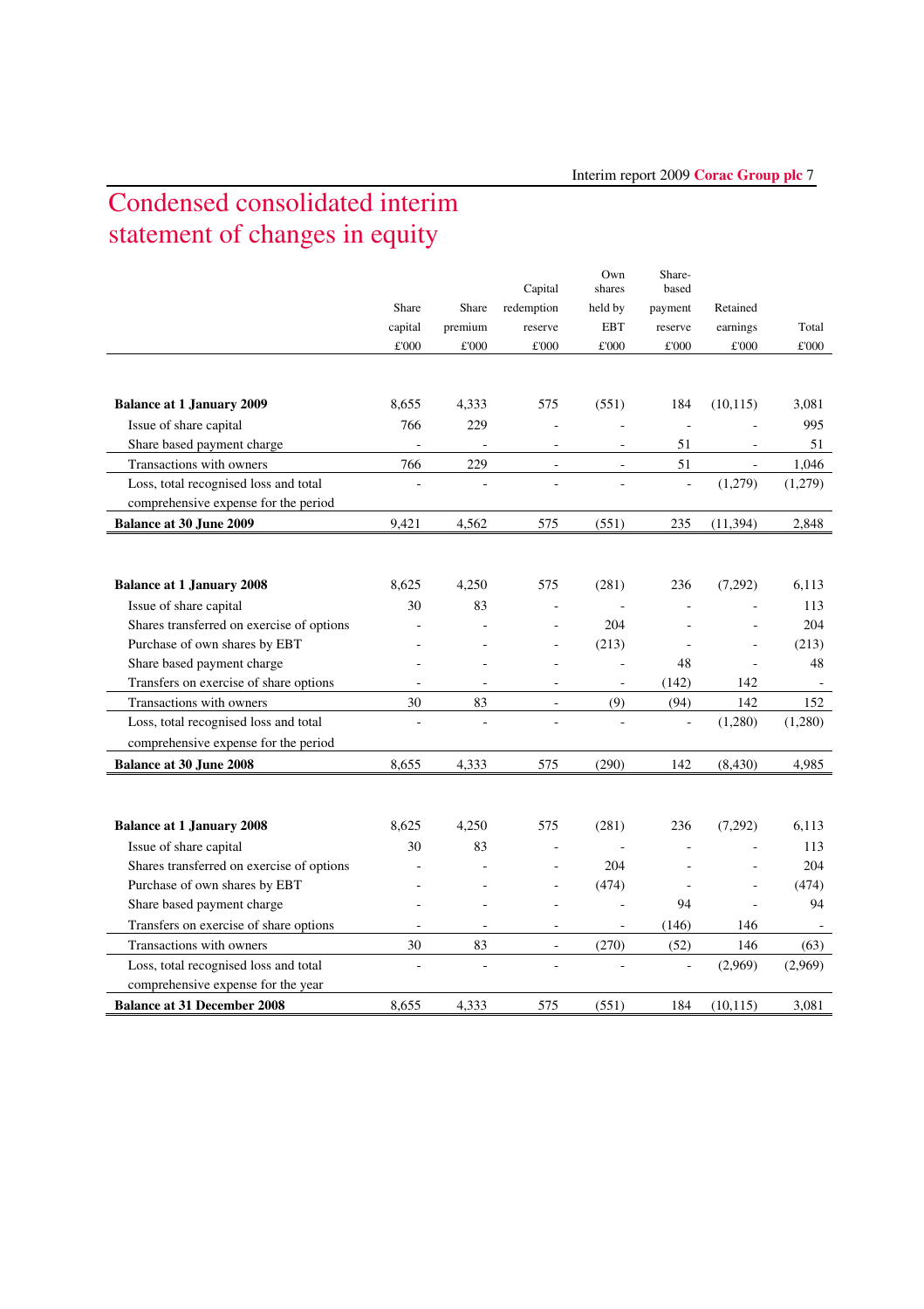# Condensed consolidated interim statement of changes in equity

| | Share capital £'000 | Share premium £'000 | Capital redemption reserve £'000 | Own shares held by EBT £'000 | Share-based payment reserve £'000 | Retained earnings £'000 | Total £'000 |
|---|---|---|---|---|---|---|---|
| **Balance at 1 January 2009** | 8,655 | 4,333 | 575 | (551) | 184 | (10,115) | 3,081 |
| Issue of share capital | 766 | 229 | - | - | - | - | 995 |
| Share based payment charge | - | - | - | - | 51 | - | 51 |
| Transactions with owners | 766 | 229 | - | - | 51 | - | 1,046 |
| Loss, total recognised loss and total comprehensive expense for the period | - | - | - | - | - | (1,279) | (1,279) |
| **Balance at 30 June 2009** | 9,421 | 4,562 | 575 | (551) | 235 | (11,394) | 2,848 |
| | | | | | | | |
| **Balance at 1 January 2008** | 8,625 | 4,250 | 575 | (281) | 236 | (7,292) | 6,113 |
| Issue of share capital | 30 | 83 | - | - | - | - | 113 |
| Shares transferred on exercise of options | - | - | - | 204 | - | - | 204 |
| Purchase of own shares by EBT | - | - | - | (213) | - | - | (213) |
| Share based payment charge | - | - | - | - | 48 | - | 48 |
| Transfers on exercise of share options | - | - | - | - | (142) | 142 | - |
| Transactions with owners | 30 | 83 | - | (9) | (94) | 142 | 152 |
| Loss, total recognised loss and total comprehensive expense for the period | - | - | - | - | - | (1,280) | (1,280) |
| **Balance at 30 June 2008** | 8,655 | 4,333 | 575 | (290) | 142 | (8,430) | 4,985 |
| | | | | | | | |
| **Balance at 1 January 2008** | 8,625 | 4,250 | 575 | (281) | 236 | (7,292) | 6,113 |
| Issue of share capital | 30 | 83 | - | - | - | - | 113 |
| Shares transferred on exercise of options | - | - | - | 204 | - | - | 204 |
| Purchase of own shares by EBT | - | - | - | (474) | - | - | (474) |
| Share based payment charge | - | - | - | - | 94 | - | 94 |
| Transfers on exercise of share options | - | - | - | - | (146) | 146 | - |
| Transactions with owners | 30 | 83 | - | (270) | (52) | 146 | (63) |
| Loss, total recognised loss and total comprehensive expense for the year | - | - | - | - | - | (2,969) | (2,969) |
| **Balance at 31 December 2008** | 8,655 | 4,333 | 575 | (551) | 184 | (10,115) | 3,081 |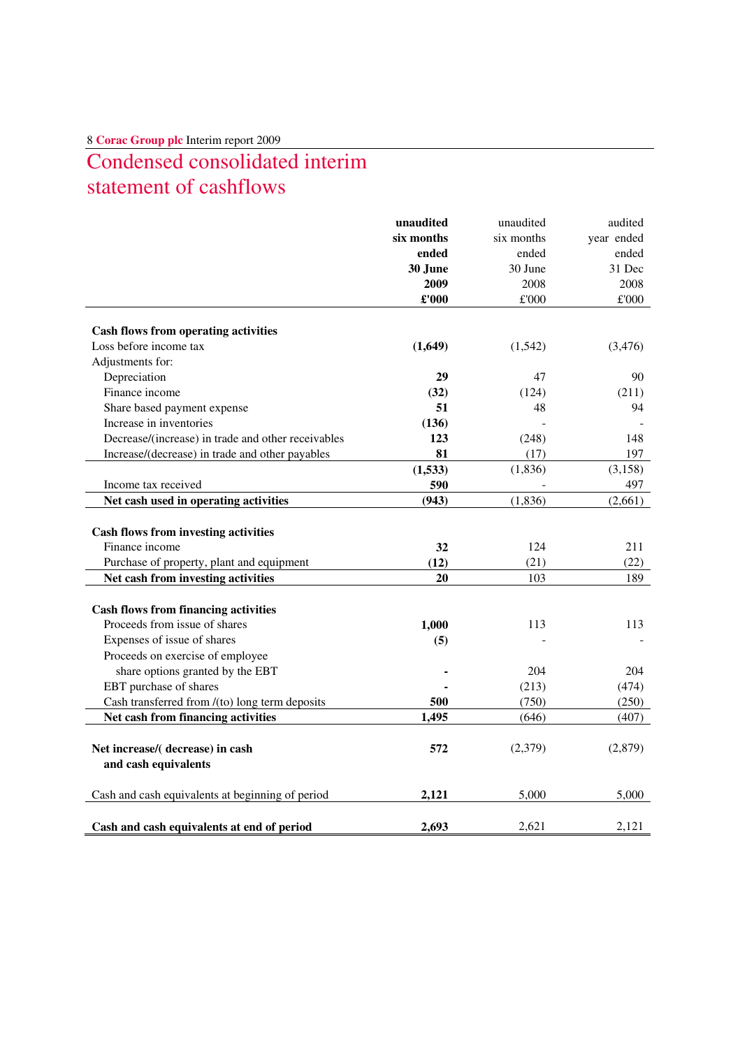# Condensed consolidated interim statement of cashflows

| | **unaudited six months ended 30 June 2009 £'000** | unaudited six months ended 30 June 2008 £'000 | audited year ended 31 Dec 2008 £'000 |
|---|---|---|---|
| **Cash flows from operating activities** | | | |
| Loss before income tax | **(1,649)** | (1,542) | (3,476) |
| Adjustments for: | | | |
| Depreciation | **29** | 47 | 90 |
| Finance income | **(32)** | (124) | (211) |
| Share based payment expense | **51** | 48 | 94 |
| Increase in inventories | **(136)** | - | - |
| Decrease/(increase) in trade and other receivables | **123** | (248) | 148 |
| Increase/(decrease) in trade and other payables | **81** | (17) | 197 |
| | **(1,533)** | (1,836) | (3,158) |
| Income tax received | **590** | - | 497 |
| **Net cash used in operating activities** | **(943)** | (1,836) | (2,661) |
| **Cash flows from investing activities** | | | |
| Finance income | **32** | 124 | 211 |
| Purchase of property, plant and equipment | **(12)** | (21) | (22) |
| **Net cash from investing activities** | **20** | 103 | 189 |
| **Cash flows from financing activities** | | | |
| Proceeds from issue of shares | **1,000** | 113 | 113 |
| Expenses of issue of shares | **(5)** | - | - |
| Proceeds on exercise of employee share options granted by the EBT | **-** | 204 | 204 |
| EBT purchase of shares | **-** | (213) | (474) |
| Cash transferred from /(to) long term deposits | **500** | (750) | (250) |
| **Net cash from financing activities** | **1,495** | (646) | (407) |
| **Net increase/( decrease) in cash and cash equivalents** | **572** | (2,379) | (2,879) |
| Cash and cash equivalents at beginning of period | **2,121** | 5,000 | 5,000 |
| **Cash and cash equivalents at end of period** | **2,693** | 2,621 | 2,121 |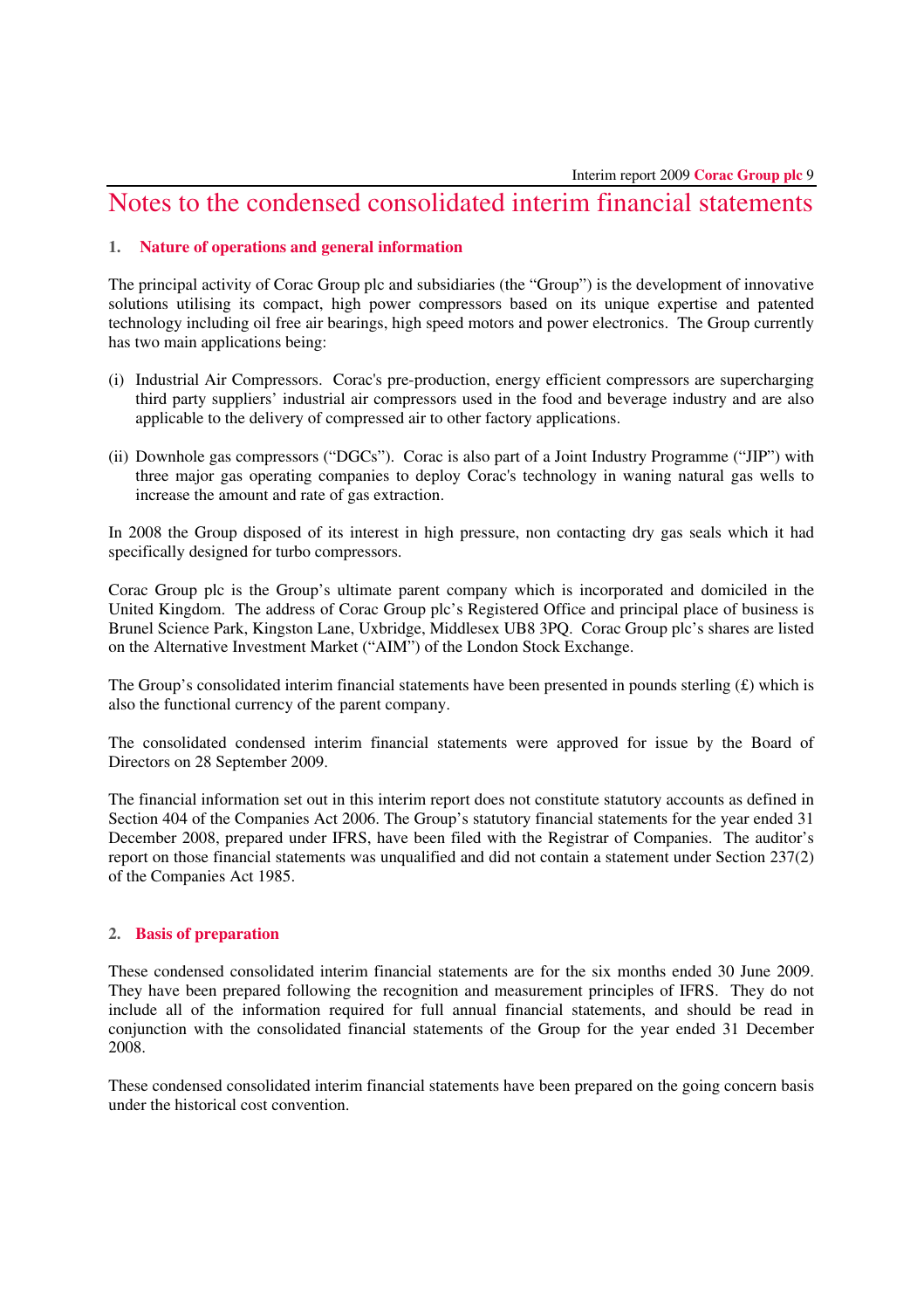# Notes to the condensed consolidated interim financial statements

## 1. Nature of operations and general information

The principal activity of Corac Group plc and subsidiaries (the "Group") is the development of innovative solutions utilising its compact, high power compressors based on its unique expertise and patented technology including oil free air bearings, high speed motors and power electronics. The Group currently has two main applications being:

(i) Industrial Air Compressors. Corac's pre-production, energy efficient compressors are supercharging third party suppliers' industrial air compressors used in the food and beverage industry and are also applicable to the delivery of compressed air to other factory applications.

(ii) Downhole gas compressors ("DGCs"). Corac is also part of a Joint Industry Programme ("JIP") with three major gas operating companies to deploy Corac's technology in waning natural gas wells to increase the amount and rate of gas extraction.

In 2008 the Group disposed of its interest in high pressure, non contacting dry gas seals which it had specifically designed for turbo compressors.

Corac Group plc is the Group's ultimate parent company which is incorporated and domiciled in the United Kingdom. The address of Corac Group plc's Registered Office and principal place of business is Brunel Science Park, Kingston Lane, Uxbridge, Middlesex UB8 3PQ. Corac Group plc's shares are listed on the Alternative Investment Market ("AIM") of the London Stock Exchange.

The Group's consolidated interim financial statements have been presented in pounds sterling (£) which is also the functional currency of the parent company.

The consolidated condensed interim financial statements were approved for issue by the Board of Directors on 28 September 2009.

The financial information set out in this interim report does not constitute statutory accounts as defined in Section 404 of the Companies Act 2006. The Group's statutory financial statements for the year ended 31 December 2008, prepared under IFRS, have been filed with the Registrar of Companies. The auditor's report on those financial statements was unqualified and did not contain a statement under Section 237(2) of the Companies Act 1985.

## 2. Basis of preparation

These condensed consolidated interim financial statements are for the six months ended 30 June 2009. They have been prepared following the recognition and measurement principles of IFRS. They do not include all of the information required for full annual financial statements, and should be read in conjunction with the consolidated financial statements of the Group for the year ended 31 December 2008.

These condensed consolidated interim financial statements have been prepared on the going concern basis under the historical cost convention.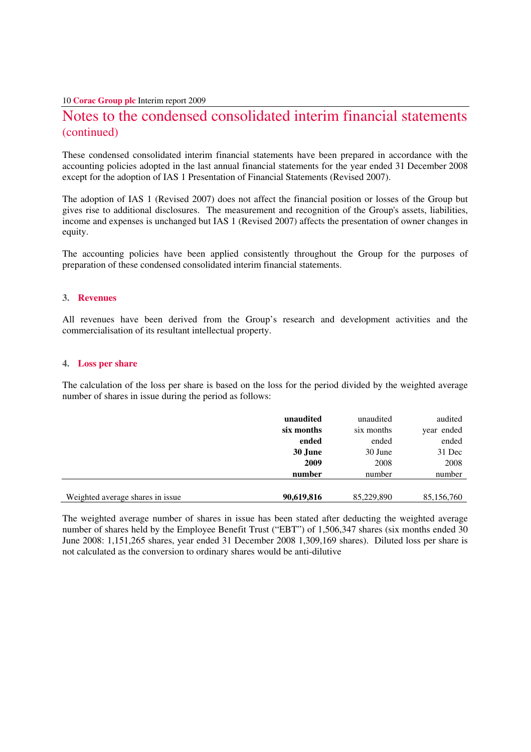# Notes to the condensed consolidated interim financial statements (continued)

These condensed consolidated interim financial statements have been prepared in accordance with the accounting policies adopted in the last annual financial statements for the year ended 31 December 2008 except for the adoption of IAS 1 Presentation of Financial Statements (Revised 2007).

The adoption of IAS 1 (Revised 2007) does not affect the financial position or losses of the Group but gives rise to additional disclosures. The measurement and recognition of the Group's assets, liabilities, income and expenses is unchanged but IAS 1 (Revised 2007) affects the presentation of owner changes in equity.

The accounting policies have been applied consistently throughout the Group for the purposes of preparation of these condensed consolidated interim financial statements.

## 3. Revenues

All revenues have been derived from the Group's research and development activities and the commercialisation of its resultant intellectual property.

## 4. Loss per share

The calculation of the loss per share is based on the loss for the period divided by the weighted average number of shares in issue during the period as follows:

| | **unaudited six months ended 30 June 2009 number** | unaudited six months ended 30 June 2008 number | audited year ended 31 Dec 2008 number |
|---|---|---|---|
| Weighted average shares in issue | **90,619,816** | 85,229,890 | 85,156,760 |

The weighted average number of shares in issue has been stated after deducting the weighted average number of shares held by the Employee Benefit Trust ("EBT") of 1,506,347 shares (six months ended 30 June 2008: 1,151,265 shares, year ended 31 December 2008 1,309,169 shares). Diluted loss per share is not calculated as the conversion to ordinary shares would be anti-dilutive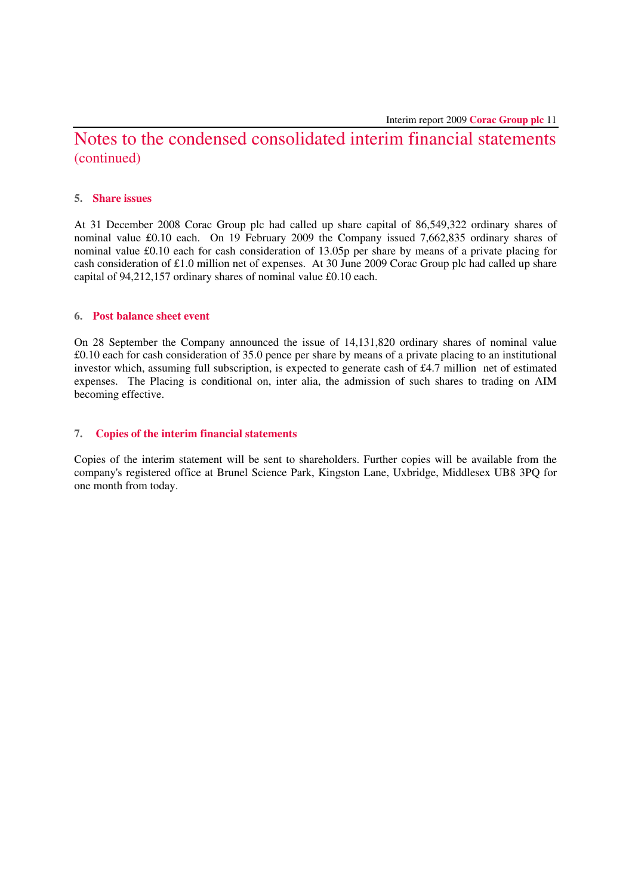# Notes to the condensed consolidated interim financial statements (continued)

## 5. Share issues

At 31 December 2008 Corac Group plc had called up share capital of 86,549,322 ordinary shares of nominal value £0.10 each. On 19 February 2009 the Company issued 7,662,835 ordinary shares of nominal value £0.10 each for cash consideration of 13.05p per share by means of a private placing for cash consideration of £1.0 million net of expenses. At 30 June 2009 Corac Group plc had called up share capital of 94,212,157 ordinary shares of nominal value £0.10 each.

## 6. Post balance sheet event

On 28 September the Company announced the issue of 14,131,820 ordinary shares of nominal value £0.10 each for cash consideration of 35.0 pence per share by means of a private placing to an institutional investor which, assuming full subscription, is expected to generate cash of £4.7 million net of estimated expenses. The Placing is conditional on, inter alia, the admission of such shares to trading on AIM becoming effective.

## 7. Copies of the interim financial statements

Copies of the interim statement will be sent to shareholders. Further copies will be available from the company's registered office at Brunel Science Park, Kingston Lane, Uxbridge, Middlesex UB8 3PQ for one month from today.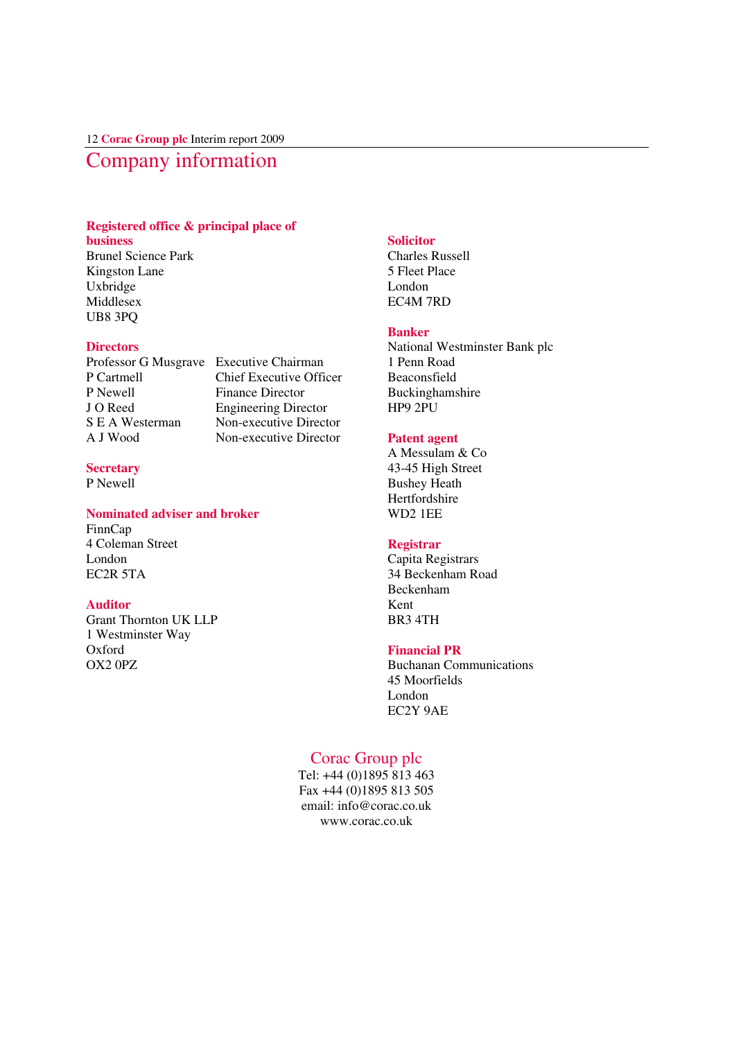# Company information

**Registered office & principal place of business**
Brunel Science Park
Kingston Lane
Uxbridge
Middlesex
UB8 3PQ

**Directors**

| | |
|---|---|
| Professor G Musgrave | Executive Chairman |
| P Cartmell | Chief Executive Officer |
| P Newell | Finance Director |
| J O Reed | Engineering Director |
| S E A Westerman | Non-executive Director |
| A J Wood | Non-executive Director |

**Secretary**
P Newell

**Nominated adviser and broker**
FinnCap
4 Coleman Street
London
EC2R 5TA

**Auditor**
Grant Thornton UK LLP
1 Westminster Way
Oxford
OX2 0PZ

**Solicitor**
Charles Russell
5 Fleet Place
London
EC4M 7RD

**Banker**
National Westminster Bank plc
1 Penn Road
Beaconsfield
Buckinghamshire
HP9 2PU

**Patent agent**
A Messulam & Co
43-45 High Street
Bushey Heath
Hertfordshire
WD2 1EE

**Registrar**
Capita Registrars
34 Beckenham Road
Beckenham
Kent
BR3 4TH

**Financial PR**
Buchanan Communications
45 Moorfields
London
EC2Y 9AE

Corac Group plc
Tel: +44 (0)1895 813 463
Fax +44 (0)1895 813 505
email: info@corac.co.uk
www.corac.co.uk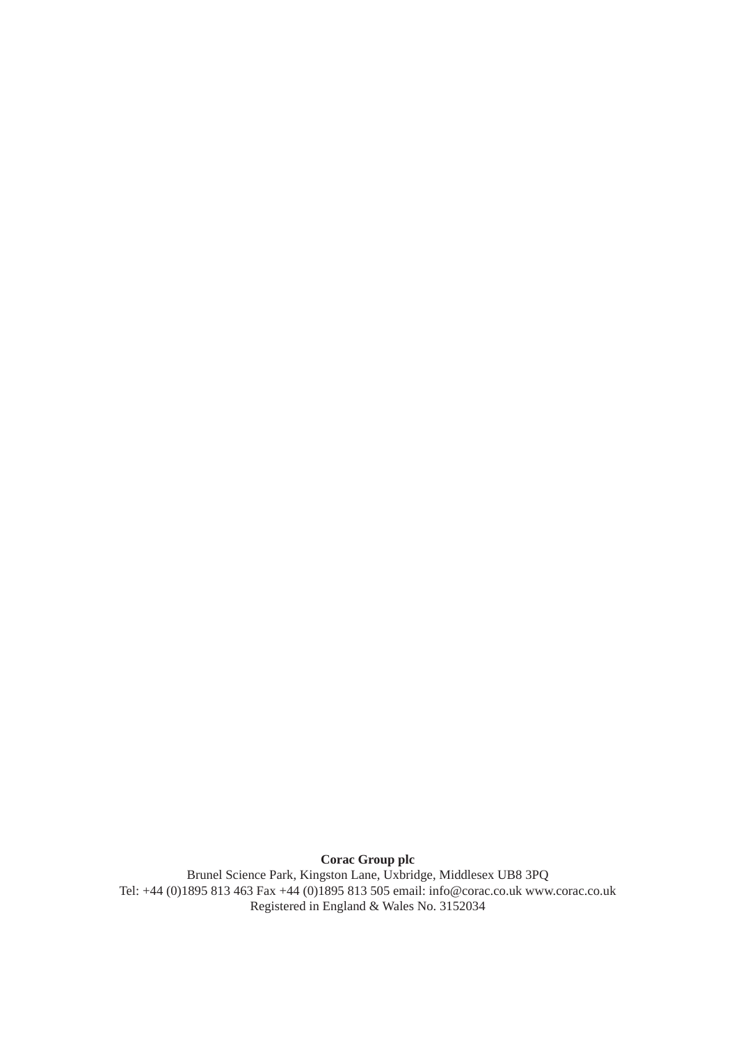**Corac Group plc**

Brunel Science Park, Kingston Lane, Uxbridge, Middlesex UB8 3PQ

Tel: +44 (0)1895 813 463 Fax +44 (0)1895 813 505 email: info@corac.co.uk www.corac.co.uk

Registered in England & Wales No. 3152034